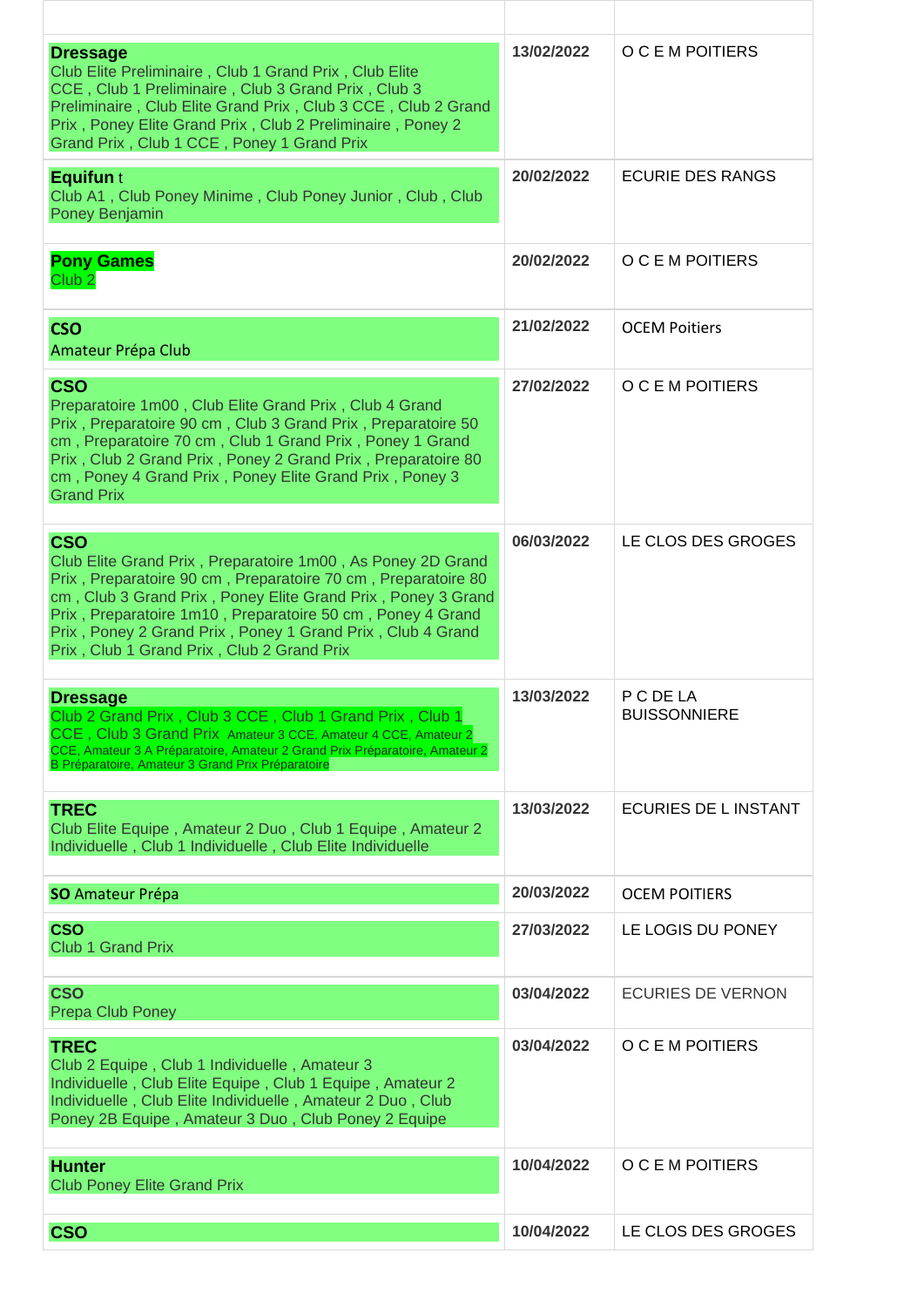| | | |
|---|---|---|
| **Dressage**<br>Club Elite Preliminaire , Club 1 Grand Prix , Club Elite CCE , Club 1 Preliminaire , Club 3 Grand Prix , Club 3 Preliminaire , Club Elite Grand Prix , Club 3 CCE , Club 2 Grand Prix , Poney Elite Grand Prix , Club 2 Preliminaire , Poney 2 Grand Prix , Club 1 CCE , Poney 1 Grand Prix | 13/02/2022 | O C E M POITIERS |
| **Equifun** t<br>Club A1 , Club Poney Minime , Club Poney Junior , Club , Club Poney Benjamin | 20/02/2022 | ECURIE DES RANGS |
| **Pony Games**<br>Club 2 | 20/02/2022 | O C E M POITIERS |
| **CSO**<br>Amateur Prépa Club | 21/02/2022 | OCEM Poitiers |
| **CSO**<br>Preparatoire 1m00 , Club Elite Grand Prix , Club 4 Grand Prix , Preparatoire 90 cm , Club 3 Grand Prix , Preparatoire 50 cm , Preparatoire 70 cm , Club 1 Grand Prix , Poney 1 Grand Prix , Club 2 Grand Prix , Poney 2 Grand Prix , Preparatoire 80 cm , Poney 4 Grand Prix , Poney Elite Grand Prix , Poney 3 Grand Prix | 27/02/2022 | O C E M POITIERS |
| **CSO**<br>Club Elite Grand Prix , Preparatoire 1m00 , As Poney 2D Grand Prix , Preparatoire 90 cm , Preparatoire 70 cm , Preparatoire 80 cm , Club 3 Grand Prix , Poney Elite Grand Prix , Poney 3 Grand Prix , Preparatoire 1m10 , Preparatoire 50 cm , Poney 4 Grand Prix , Poney 2 Grand Prix , Poney 1 Grand Prix , Club 4 Grand Prix , Club 1 Grand Prix , Club 2 Grand Prix | 06/03/2022 | LE CLOS DES GROGES |
| **Dressage**<br>Club 2 Grand Prix , Club 3 CCE , Club 1 Grand Prix , Club 1 CCE , Club 3 Grand Prix Amateur 3 CCE, Amateur 4 CCE, Amateur 2 CCE, Amateur 3 A Préparatoire, Amateur 2 Grand Prix Préparatoire, Amateur 2 B Préparatoire, Amateur 3 Grand Prix Préparatoire | 13/03/2022 | P C DE LA BUISSONNIERE |
| **TREC**<br>Club Elite Equipe , Amateur 2 Duo , Club 1 Equipe , Amateur 2 Individuelle , Club 1 Individuelle , Club Elite Individuelle | 13/03/2022 | ECURIES DE L INSTANT |
| **SO** Amateur Prépa | 20/03/2022 | OCEM POITIERS |
| **CSO**<br>Club 1 Grand Prix | 27/03/2022 | LE LOGIS DU PONEY |
| **CSO**<br>Prepa Club Poney | 03/04/2022 | ECURIES DE VERNON |
| **TREC**<br>Club 2 Equipe , Club 1 Individuelle , Amateur 3 Individuelle , Club Elite Equipe , Club 1 Equipe , Amateur 2 Individuelle , Club Elite Individuelle , Amateur 2 Duo , Club Poney 2B Equipe , Amateur 3 Duo , Club Poney 2 Equipe | 03/04/2022 | O C E M POITIERS |
| **Hunter**<br>Club Poney Elite Grand Prix | 10/04/2022 | O C E M POITIERS |
| **CSO** | 10/04/2022 | LE CLOS DES GROGES |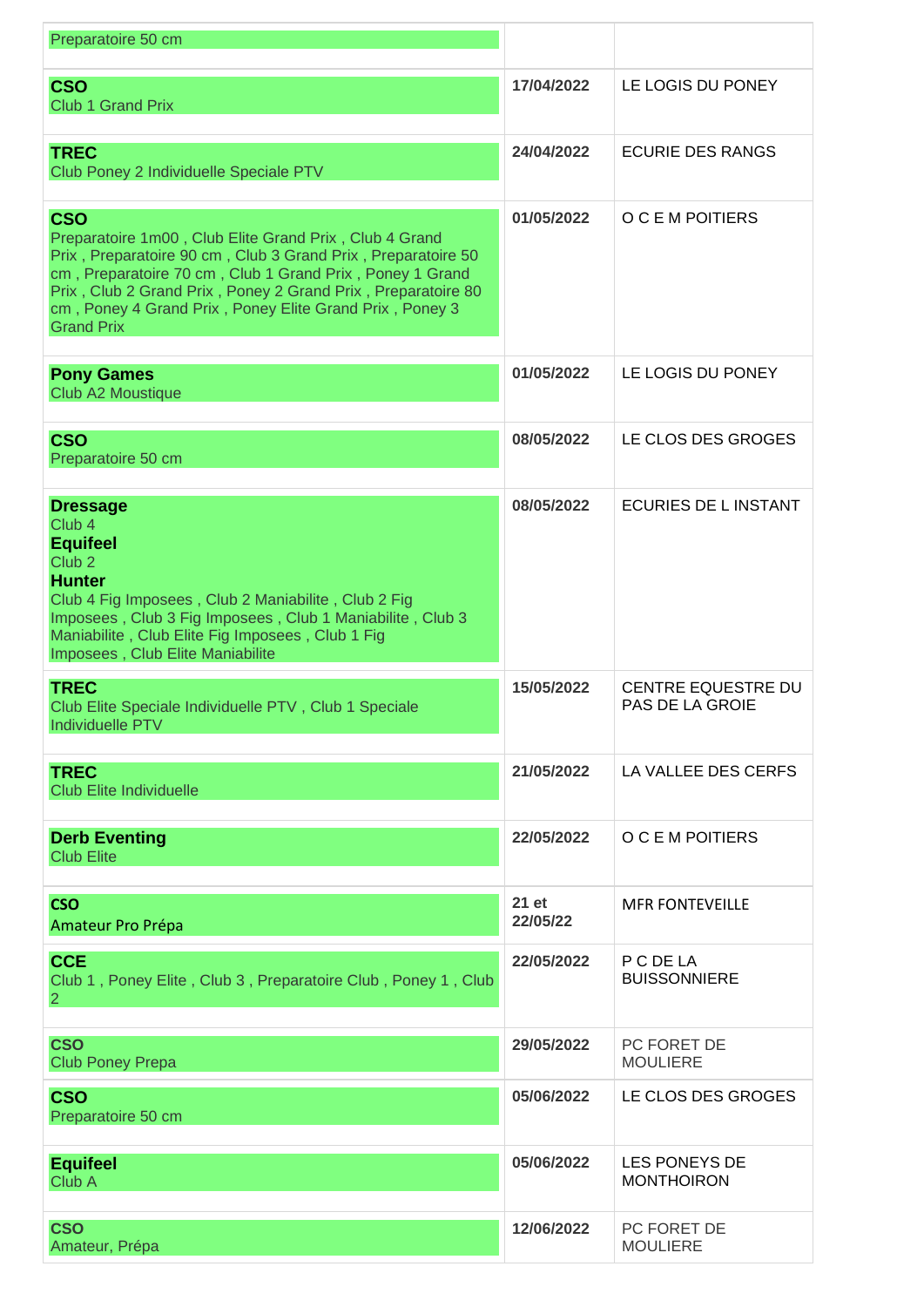| | | |
|---|---|---|
| Preparatoire 50 cm | | |
| **CSO**<br>Club 1 Grand Prix | **17/04/2022** | LE LOGIS DU PONEY |
| **TREC**<br>Club Poney 2 Individuelle Speciale PTV | **24/04/2022** | ECURIE DES RANGS |
| **CSO**<br>Preparatoire 1m00 , Club Elite Grand Prix , Club 4 Grand Prix , Preparatoire 90 cm , Club 3 Grand Prix , Preparatoire 50 cm , Preparatoire 70 cm , Club 1 Grand Prix , Poney 1 Grand Prix , Club 2 Grand Prix , Poney 2 Grand Prix , Preparatoire 80 cm , Poney 4 Grand Prix , Poney Elite Grand Prix , Poney 3 Grand Prix | **01/05/2022** | O C E M POITIERS |
| **Pony Games**<br>Club A2 Moustique | **01/05/2022** | LE LOGIS DU PONEY |
| **CSO**<br>Preparatoire 50 cm | **08/05/2022** | LE CLOS DES GROGES |
| **Dressage**<br>Club 4<br>**Equifeel**<br>Club 2<br>**Hunter**<br>Club 4 Fig Imposees , Club 2 Maniabilite , Club 2 Fig Imposees , Club 3 Fig Imposees , Club 1 Maniabilite , Club 3 Maniabilite , Club Elite Fig Imposees , Club 1 Fig Imposees , Club Elite Maniabilite | **08/05/2022** | ECURIES DE L INSTANT |
| **TREC**<br>Club Elite Speciale Individuelle PTV , Club 1 Speciale Individuelle PTV | **15/05/2022** | CENTRE EQUESTRE DU PAS DE LA GROIE |
| **TREC**<br>Club Elite Individuelle | **21/05/2022** | LA VALLEE DES CERFS |
| **Derb Eventing**<br>Club Elite | **22/05/2022** | O C E M POITIERS |
| **CSO**<br>Amateur Pro Prépa | **21 et 22/05/22** | MFR FONTEVEILLE |
| **CCE**<br>Club 1 , Poney Elite , Club 3 , Preparatoire Club , Poney 1 , Club 2 | **22/05/2022** | P C DE LA BUISSONNIERE |
| **CSO**<br>Club Poney Prepa | **29/05/2022** | PC FORET DE MOULIERE |
| **CSO**<br>Preparatoire 50 cm | **05/06/2022** | LE CLOS DES GROGES |
| **Equifeel**<br>Club A | **05/06/2022** | LES PONEYS DE MONTHOIRON |
| **CSO**<br>Amateur, Prépa | **12/06/2022** | PC FORET DE MOULIERE |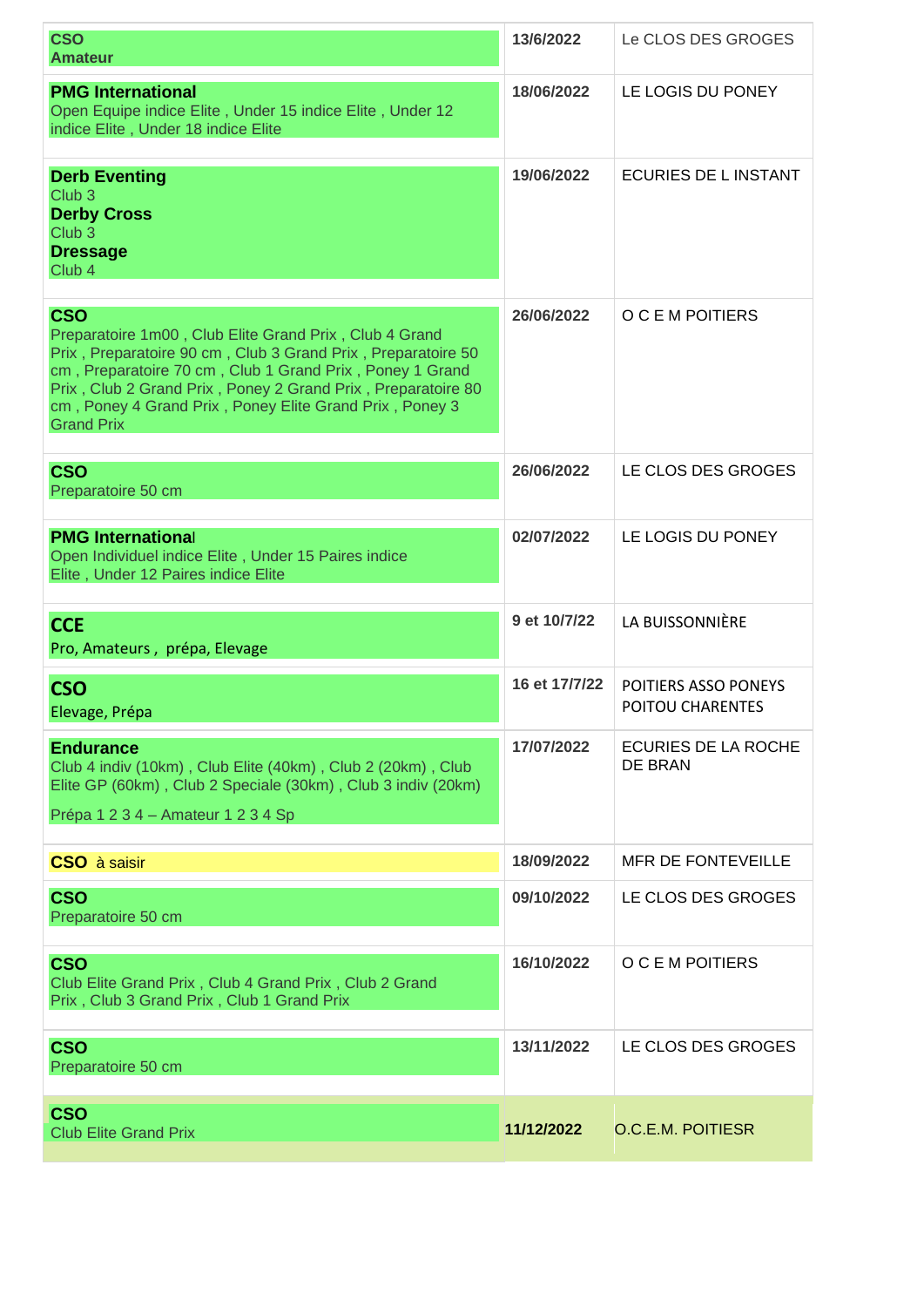| | | |
|---|---|---|
| **CSO** **Amateur** | 13/6/2022 | Le CLOS DES GROGES |
| **PMG International** Open Equipe indice Elite , Under 15 indice Elite , Under 12 indice Elite , Under 18 indice Elite | 18/06/2022 | LE LOGIS DU PONEY |
| **Derb Eventing** Club 3 **Derby Cross** Club 3 **Dressage** Club 4 | 19/06/2022 | ECURIES DE L INSTANT |
| **CSO** Preparatoire 1m00 , Club Elite Grand Prix , Club 4 Grand Prix , Preparatoire 90 cm , Club 3 Grand Prix , Preparatoire 50 cm , Preparatoire 70 cm , Club 1 Grand Prix , Poney 1 Grand Prix , Club 2 Grand Prix , Poney 2 Grand Prix , Preparatoire 80 cm , Poney 4 Grand Prix , Poney Elite Grand Prix , Poney 3 Grand Prix | 26/06/2022 | O C E M POITIERS |
| **CSO** Preparatoire 50 cm | 26/06/2022 | LE CLOS DES GROGES |
| **PMG International** Open Individuel indice Elite , Under 15 Paires indice Elite , Under 12 Paires indice Elite | 02/07/2022 | LE LOGIS DU PONEY |
| **CCE** Pro, Amateurs , prépa, Elevage | 9 et 10/7/22 | LA BUISSONNIÈRE |
| **CSO** Elevage, Prépa | 16 et 17/7/22 | POITIERS ASSO PONEYS POITOU CHARENTES |
| **Endurance** Club 4 indiv (10km) , Club Elite (40km) , Club 2 (20km) , Club Elite GP (60km) , Club 2 Speciale (30km) , Club 3 indiv (20km) Prépa 1 2 3 4 – Amateur 1 2 3 4 Sp | 17/07/2022 | ECURIES DE LA ROCHE DE BRAN |
| **CSO** à saisir | 18/09/2022 | MFR DE FONTEVEILLE |
| **CSO** Preparatoire 50 cm | 09/10/2022 | LE CLOS DES GROGES |
| **CSO** Club Elite Grand Prix , Club 4 Grand Prix , Club 2 Grand Prix , Club 3 Grand Prix , Club 1 Grand Prix | 16/10/2022 | O C E M POITIERS |
| **CSO** Preparatoire 50 cm | 13/11/2022 | LE CLOS DES GROGES |
| **CSO** Club Elite Grand Prix | 11/12/2022 | O.C.E.M. POITIESR |